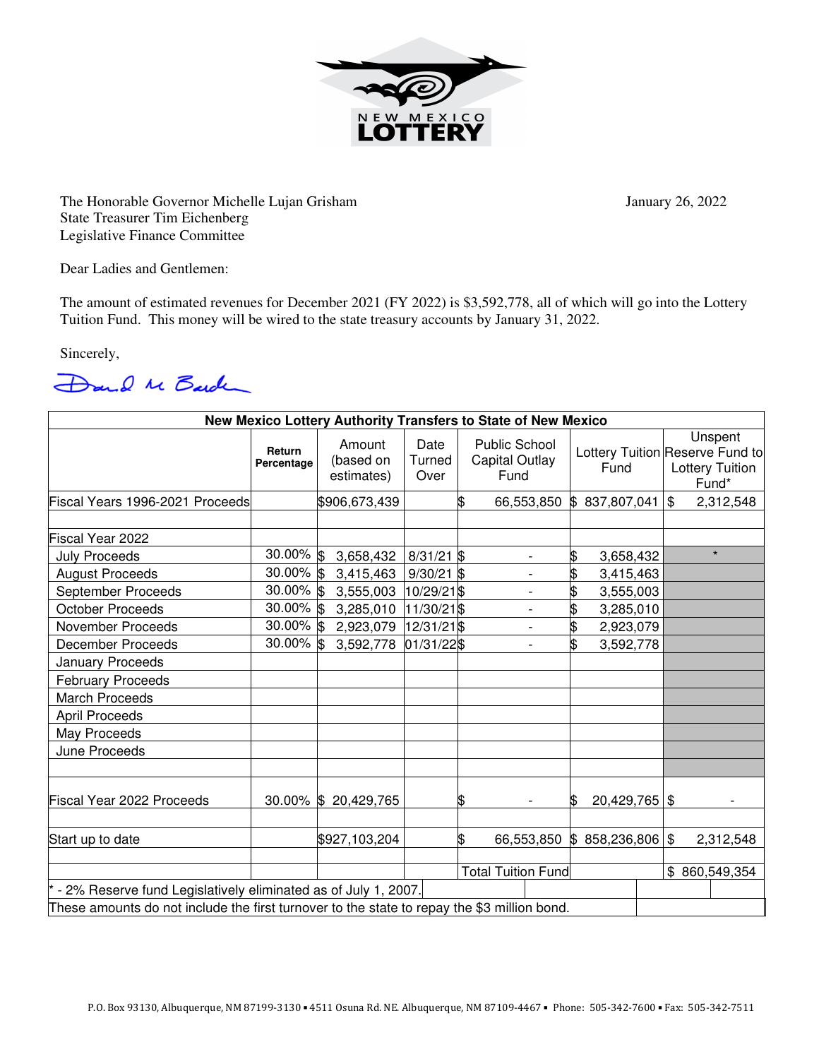NEW MEXICO LOTTERY

The Honorable Governor Michelle Lujan Grisham
State Treasurer Tim Eichenberg
Legislative Finance Committee

January 26, 2022

Dear Ladies and Gentlemen:

The amount of estimated revenues for December 2021 (FY 2022) is $3,592,778, all of which will go into the Lottery Tuition Fund. This money will be wired to the state treasury accounts by January 31, 2022.

Sincerely,

David M Barden

| New Mexico Lottery Authority Transfers to State of New Mexico | | | | | | |
|---|---|---|---|---|---|---|
| | **Return Percentage** | Amount (based on estimates) | Date Turned Over | Public School Capital Outlay Fund | Lottery Tuition Fund | Unspent Reserve Fund to Lottery Tuition Fund* |
| Fiscal Years 1996-2021 Proceeds | | $906,673,439 | | $ 66,553,850 | $ 837,807,041 | $ 2,312,548 |
| | | | | | | |
| Fiscal Year 2022 | | | | | | |
| July Proceeds | 30.00% | $ 3,658,432 | 8/31/21 | $ - | $ 3,658,432 | * |
| August Proceeds | 30.00% | $ 3,415,463 | 9/30/21 | $ - | $ 3,415,463 | |
| September Proceeds | 30.00% | $ 3,555,003 | 10/29/21 | $ - | $ 3,555,003 | |
| October Proceeds | 30.00% | $ 3,285,010 | 11/30/21 | $ - | $ 3,285,010 | |
| November Proceeds | 30.00% | $ 2,923,079 | 12/31/21 | $ - | $ 2,923,079 | |
| December Proceeds | 30.00% | $ 3,592,778 | 01/31/22 | $ - | $ 3,592,778 | |
| January Proceeds | | | | | | |
| February Proceeds | | | | | | |
| March Proceeds | | | | | | |
| April Proceeds | | | | | | |
| May Proceeds | | | | | | |
| June Proceeds | | | | | | |
| | | | | | | |
| Fiscal Year 2022 Proceeds | 30.00% | $ 20,429,765 | | $ - | $ 20,429,765 | $ - |
| | | | | | | |
| Start up to date | | $927,103,204 | | $ 66,553,850 | $ 858,236,806 | $ 2,312,548 |
| | | | | | | |
| | | | | Total Tuition Fund | | $ 860,549,354 |
| * - 2% Reserve fund Legislatively eliminated as of July 1, 2007. | | | | | | |
| These amounts do not include the first turnover to the state to repay the $3 million bond. | | | | | | |

P.O. Box 93130, Albuquerque, NM 87199-3130 ▪ 4511 Osuna Rd. NE. Albuquerque, NM 87109-4467 ▪ Phone: 505-342-7600 ▪ Fax: 505-342-7511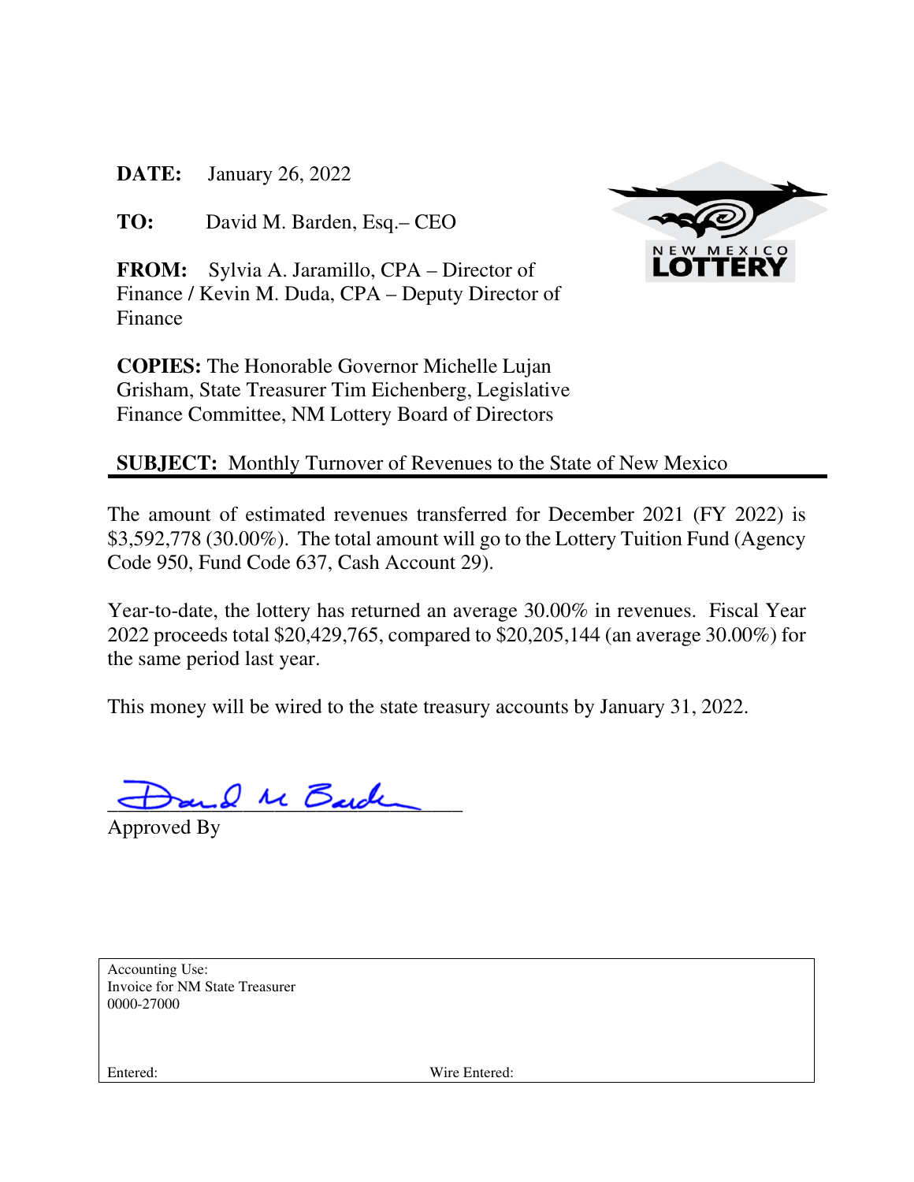**DATE:** January 26, 2022

**TO:** David M. Barden, Esq.– CEO

**FROM:** Sylvia A. Jaramillo, CPA – Director of Finance / Kevin M. Duda, CPA – Deputy Director of Finance

**COPIES:** The Honorable Governor Michelle Lujan Grisham, State Treasurer Tim Eichenberg, Legislative Finance Committee, NM Lottery Board of Directors

**SUBJECT:** Monthly Turnover of Revenues to the State of New Mexico

The amount of estimated revenues transferred for December 2021 (FY 2022) is $3,592,778 (30.00%). The total amount will go to the Lottery Tuition Fund (Agency Code 950, Fund Code 637, Cash Account 29).

Year-to-date, the lottery has returned an average 30.00% in revenues. Fiscal Year 2022 proceeds total $20,429,765, compared to $20,205,144 (an average 30.00%) for the same period last year.

This money will be wired to the state treasury accounts by January 31, 2022.

David M Barden

Approved By

Accounting Use:
Invoice for NM State Treasurer
0000-27000

Entered: Wire Entered: